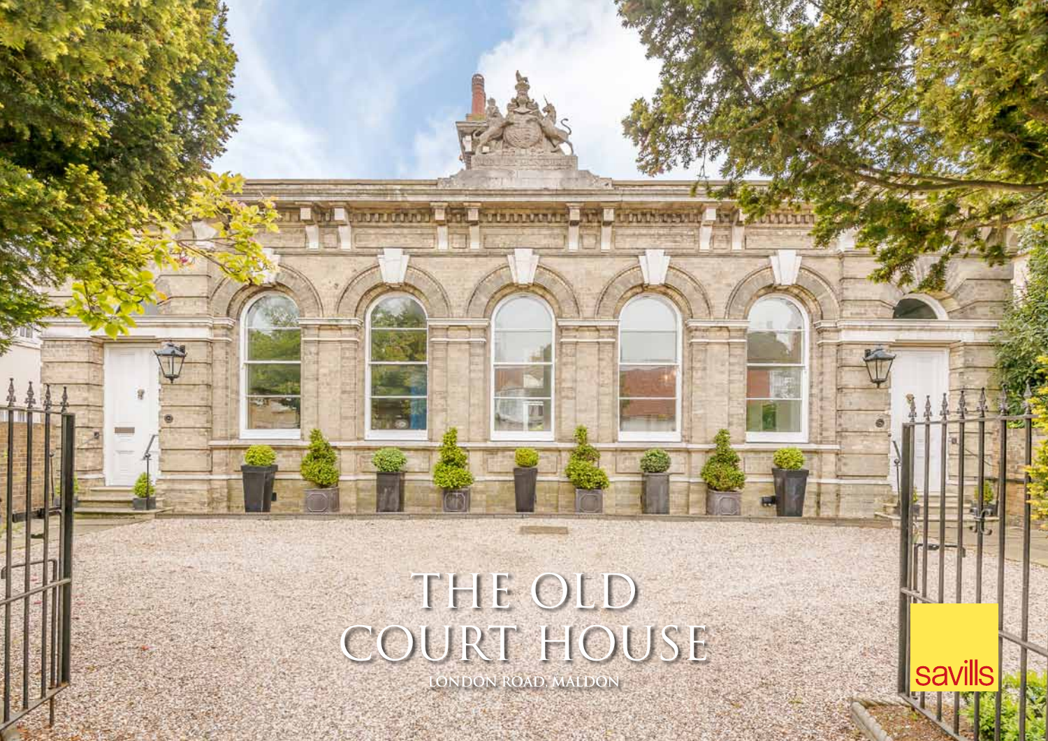# THE OLD COURT HOUSE

LONDON ROAD, MALDON

savills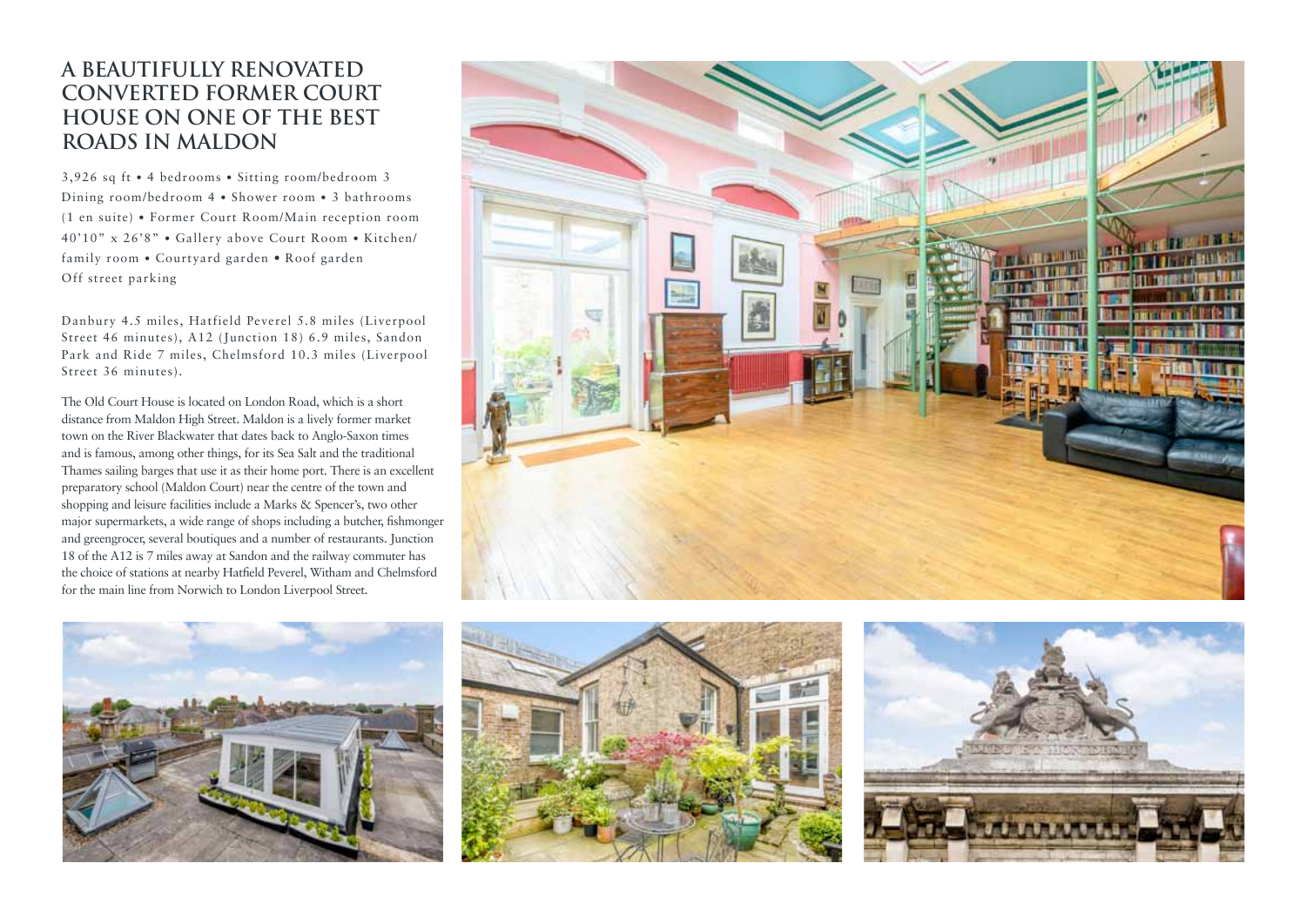# A BEAUTIFULLY RENOVATED CONVERTED FORMER COURT HOUSE ON ONE OF THE BEST ROADS IN MALDON

3,926 sq ft • 4 bedrooms • Sitting room/bedroom 3 Dining room/bedroom 4 • Shower room • 3 bathrooms (1 en suite) • Former Court Room/Main reception room 40'10" x 26'8" • Gallery above Court Room • Kitchen/ family room • Courtyard garden • Roof garden Off street parking

Danbury 4.5 miles, Hatfield Peverel 5.8 miles (Liverpool Street 46 minutes), A12 (Junction 18) 6.9 miles, Sandon Park and Ride 7 miles, Chelmsford 10.3 miles (Liverpool Street 36 minutes).

The Old Court House is located on London Road, which is a short distance from Maldon High Street. Maldon is a lively former market town on the River Blackwater that dates back to Anglo-Saxon times and is famous, among other things, for its Sea Salt and the traditional Thames sailing barges that use it as their home port. There is an excellent preparatory school (Maldon Court) near the centre of the town and shopping and leisure facilities include a Marks & Spencer's, two other major supermarkets, a wide range of shops including a butcher, fishmonger and greengrocer, several boutiques and a number of restaurants. Junction 18 of the A12 is 7 miles away at Sandon and the railway commuter has the choice of stations at nearby Hatfield Peverel, Witham and Chelmsford for the main line from Norwich to London Liverpool Street.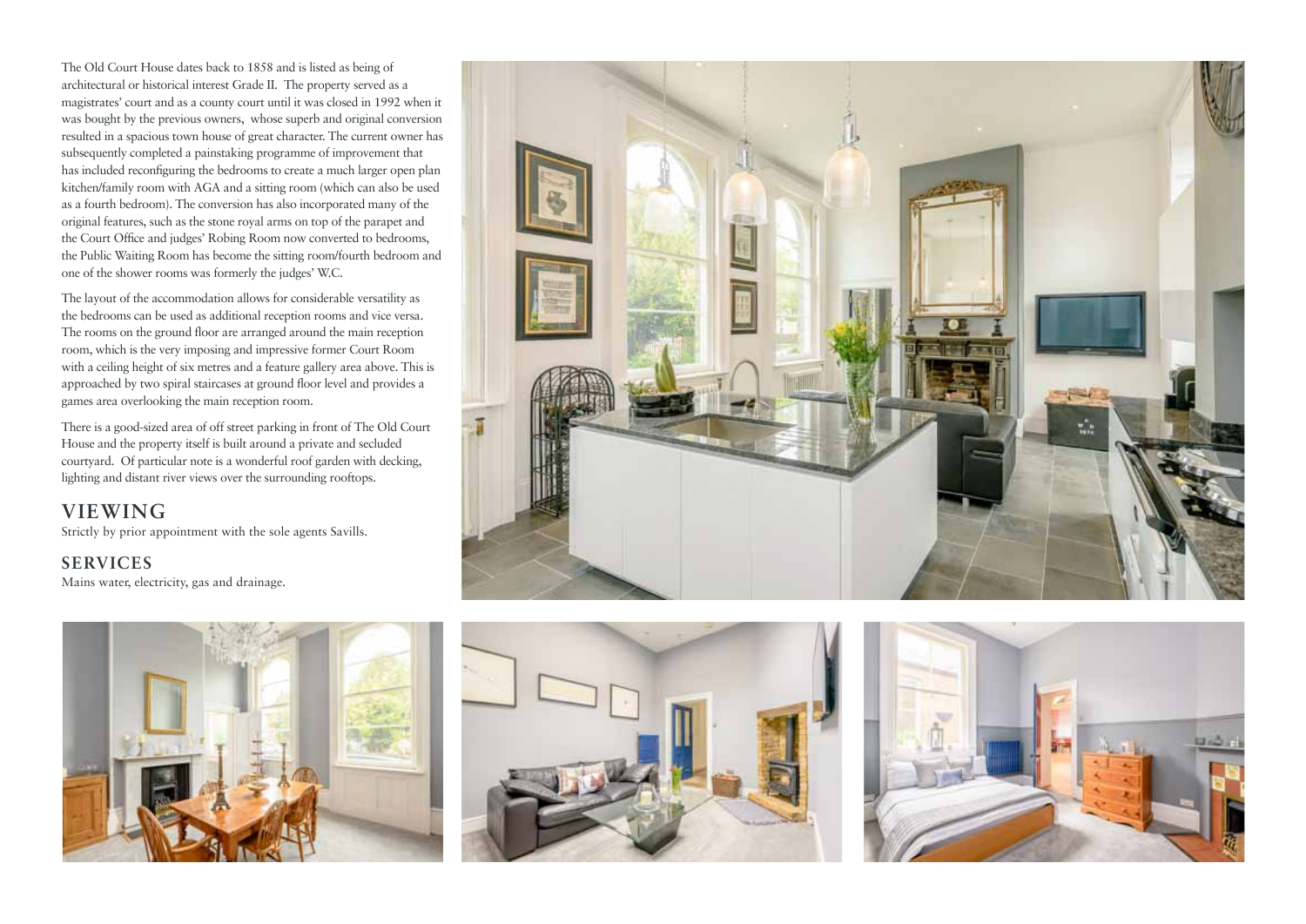The Old Court House dates back to 1858 and is listed as being of architectural or historical interest Grade II. The property served as a magistrates' court and as a county court until it was closed in 1992 when it was bought by the previous owners, whose superb and original conversion resulted in a spacious town house of great character. The current owner has subsequently completed a painstaking programme of improvement that has included reconfiguring the bedrooms to create a much larger open plan kitchen/family room with AGA and a sitting room (which can also be used as a fourth bedroom). The conversion has also incorporated many of the original features, such as the stone royal arms on top of the parapet and the Court Office and judges' Robing Room now converted to bedrooms, the Public Waiting Room has become the sitting room/fourth bedroom and one of the shower rooms was formerly the judges' W.C.

The layout of the accommodation allows for considerable versatility as the bedrooms can be used as additional reception rooms and vice versa. The rooms on the ground floor are arranged around the main reception room, which is the very imposing and impressive former Court Room with a ceiling height of six metres and a feature gallery area above. This is approached by two spiral staircases at ground floor level and provides a games area overlooking the main reception room.

There is a good-sized area of off street parking in front of The Old Court House and the property itself is built around a private and secluded courtyard. Of particular note is a wonderful roof garden with decking, lighting and distant river views over the surrounding rooftops.

## VIEWING

Strictly by prior appointment with the sole agents Savills.

## SERVICES

Mains water, electricity, gas and drainage.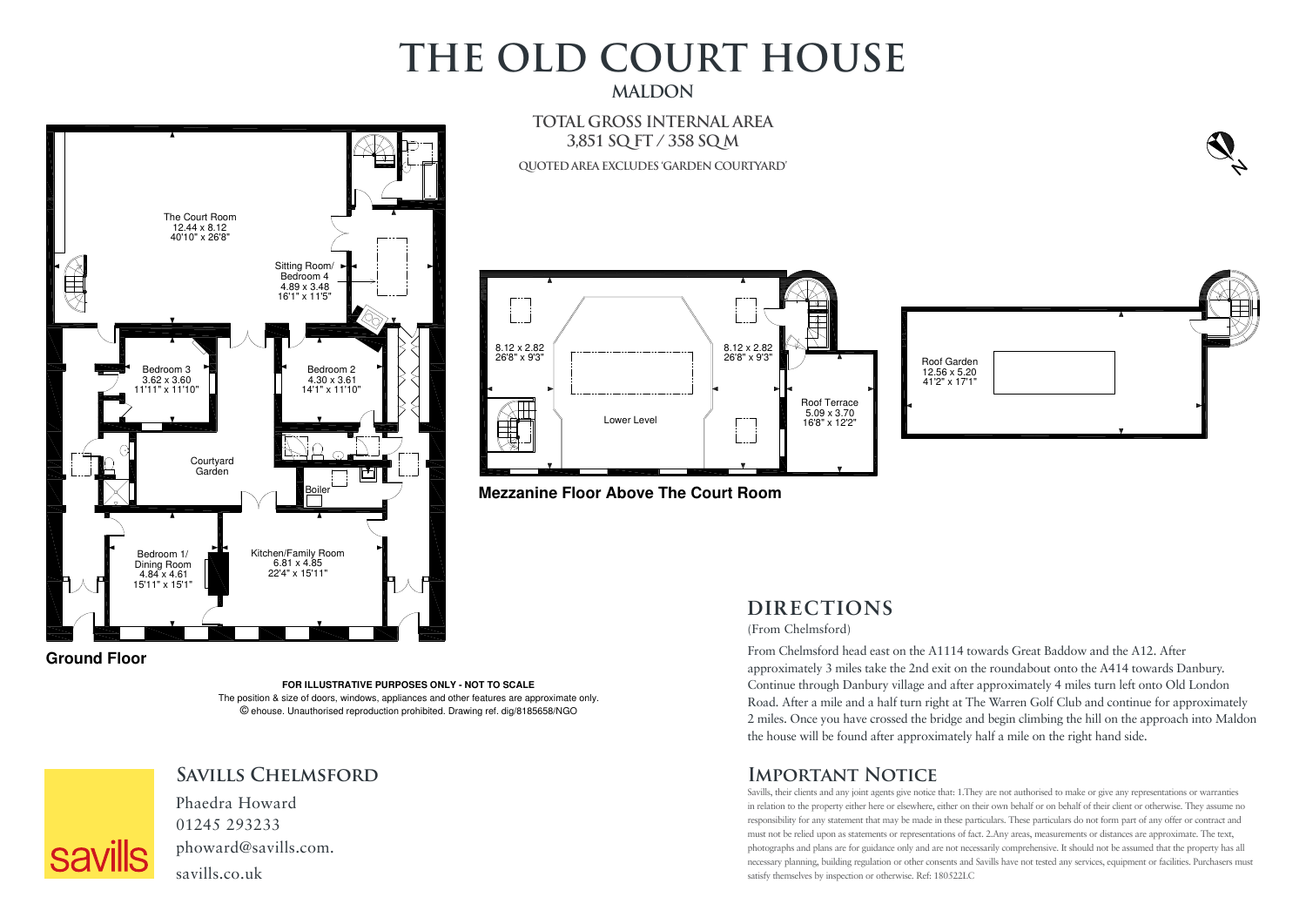# THE OLD COURT HOUSE

## MALDON

**TOTAL GROSS INTERNAL AREA**
**3,851 SQ FT / 358 SQ M**

QUOTED AREA EXCLUDES 'GARDEN COURTYARD'

The Court Room
12.44 x 8.12
40'10" x 26'8"

Sitting Room/ Bedroom 4
4.89 x 3.48
16'1" x 11'5"

Bedroom 3
3.62 x 3.60
11'11" x 11'10"

Bedroom 2
4.30 x 3.61
14'1" x 11'10"

Courtyard Garden

Boiler

Bedroom 1/ Dining Room
4.84 x 4.61
15'11" x 15'1"

Kitchen/Family Room
6.81 x 4.85
22'4" x 15'11"

**Ground Floor**

8.12 x 2.82
26'8" x 9'3"

8.12 x 2.82
26'8" x 9'3"

Lower Level

Roof Terrace
5.09 x 3.70
16'8" x 12'2"

Roof Garden
12.56 x 5.20
41'2" x 17'1"

**Mezzanine Floor Above The Court Room**

**FOR ILLUSTRATIVE PURPOSES ONLY - NOT TO SCALE**
The position & size of doors, windows, appliances and other features are approximate only.
© ehouse. Unauthorised reproduction prohibited. Drawing ref. dig/8185658/NGO

## DIRECTIONS

(From Chelmsford)

From Chelmsford head east on the A1114 towards Great Baddow and the A12. After approximately 3 miles take the 2nd exit on the roundabout onto the A414 towards Danbury. Continue through Danbury village and after approximately 4 miles turn left onto Old London Road. After a mile and a half turn right at The Warren Golf Club and continue for approximately 2 miles. Once you have crossed the bridge and begin climbing the hill on the approach into Maldon the house will be found after approximately half a mile on the right hand side.

## Savills Chelmsford

Phaedra Howard
01245 293233
phoward@savills.com.
savills.co.uk

## Important Notice

Savills, their clients and any joint agents give notice that: 1.They are not authorised to make or give any representations or warranties in relation to the property either here or elsewhere, either on their own behalf or on behalf of their client or otherwise. They assume no responsibility for any statement that may be made in these particulars. These particulars do not form part of any offer or contract and must not be relied upon as statements or representations of fact. 2.Any areas, measurements or distances are approximate. The text, photographs and plans are for guidance only and are not necessarily comprehensive. It should not be assumed that the property has all necessary planning, building regulation or other consents and Savills have not tested any services, equipment or facilities. Purchasers must satisfy themselves by inspection or otherwise. Ref: 180522LC